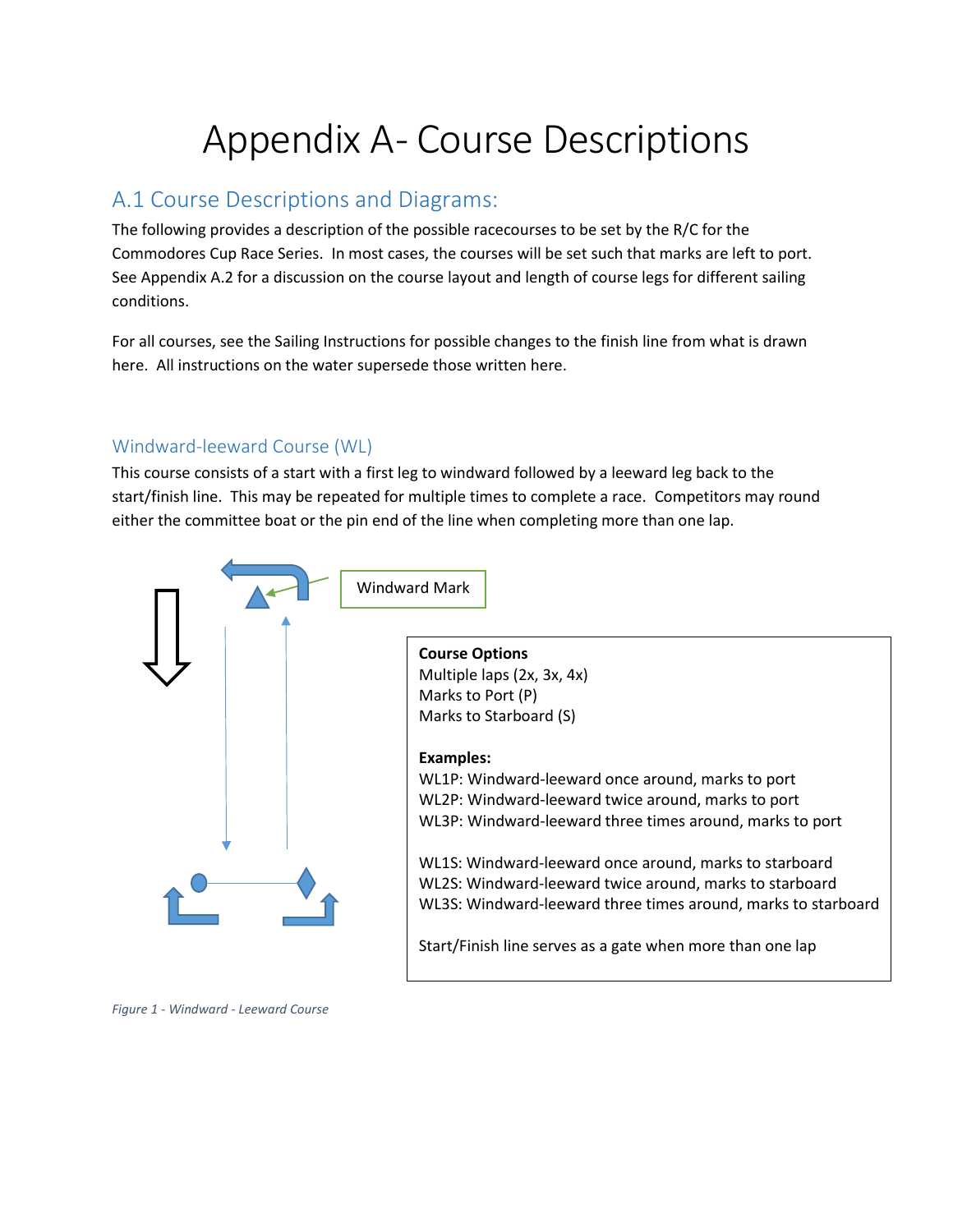# Appendix A- Course Descriptions

## A.1 Course Descriptions and Diagrams:

The following provides a description of the possible racecourses to be set by the R/C for the Commodores Cup Race Series. In most cases, the courses will be set such that marks are left to port. See Appendix A.2 for a discussion on the course layout and length of course legs for different sailing conditions.

For all courses, see the Sailing Instructions for possible changes to the finish line from what is drawn here. All instructions on the water supersede those written here.

### Windward-leeward Course (WL)

This course consists of a start with a first leg to windward followed by a leeward leg back to the start/finish line. This may be repeated for multiple times to complete a race. Competitors may round either the committee boat or the pin end of the line when completing more than one lap.

Windward Mark

**Course Options**
Multiple laps (2x, 3x, 4x)
Marks to Port (P)
Marks to Starboard (S)

**Examples:**
WL1P: Windward-leeward once around, marks to port
WL2P: Windward-leeward twice around, marks to port
WL3P: Windward-leeward three times around, marks to port

WL1S: Windward-leeward once around, marks to starboard
WL2S: Windward-leeward twice around, marks to starboard
WL3S: Windward-leeward three times around, marks to starboard

Start/Finish line serves as a gate when more than one lap

*Figure 1 - Windward - Leeward Course*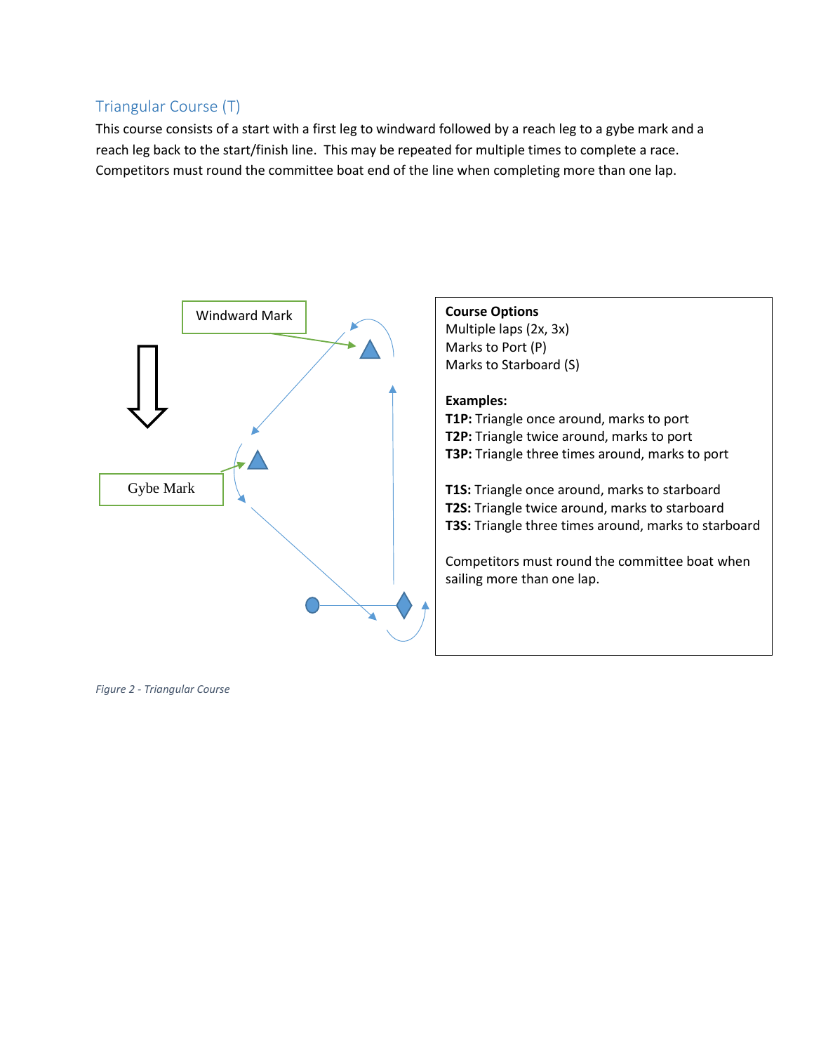## Triangular Course (T)

This course consists of a start with a first leg to windward followed by a reach leg to a gybe mark and a reach leg back to the start/finish line. This may be repeated for multiple times to complete a race. Competitors must round the committee boat end of the line when completing more than one lap.

Windward Mark

Gybe Mark

**Course Options**
Multiple laps (2x, 3x)
Marks to Port (P)
Marks to Starboard (S)

**Examples:**
**T1P:** Triangle once around, marks to port
**T2P:** Triangle twice around, marks to port
**T3P:** Triangle three times around, marks to port

**T1S:** Triangle once around, marks to starboard
**T2S:** Triangle twice around, marks to starboard
**T3S:** Triangle three times around, marks to starboard

Competitors must round the committee boat when sailing more than one lap.

*Figure 2 - Triangular Course*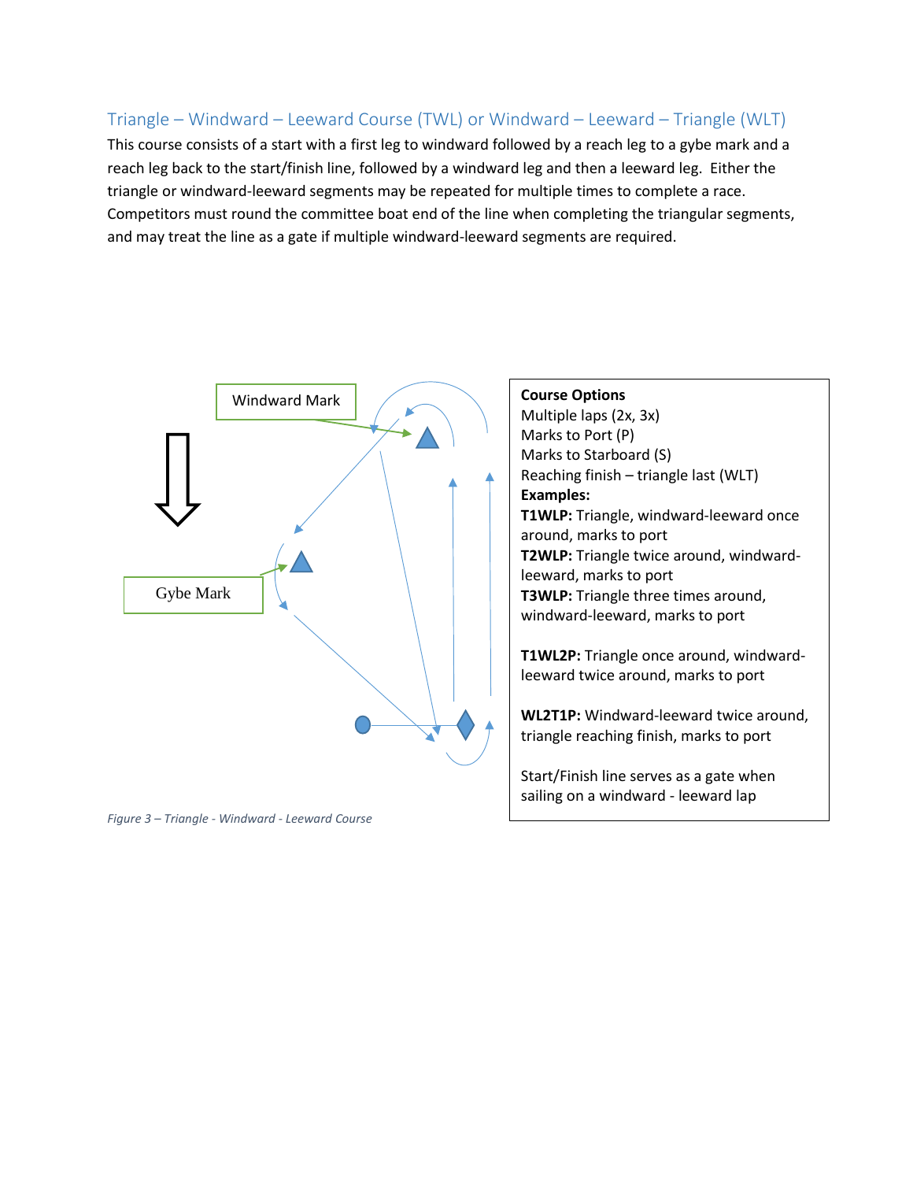## Triangle – Windward – Leeward Course (TWL) or Windward – Leeward – Triangle (WLT)

This course consists of a start with a first leg to windward followed by a reach leg to a gybe mark and a reach leg back to the start/finish line, followed by a windward leg and then a leeward leg. Either the triangle or windward-leeward segments may be repeated for multiple times to complete a race. Competitors must round the committee boat end of the line when completing the triangular segments, and may treat the line as a gate if multiple windward-leeward segments are required.

Windward Mark

Gybe Mark

**Course Options**
Multiple laps (2x, 3x)
Marks to Port (P)
Marks to Starboard (S)
Reaching finish – triangle last (WLT)

**Examples:**

**T1WLP:** Triangle, windward-leeward once around, marks to port

**T2WLP:** Triangle twice around, windward-leeward, marks to port

**T3WLP:** Triangle three times around, windward-leeward, marks to port

**T1WL2P:** Triangle once around, windward-leeward twice around, marks to port

**WL2T1P:** Windward-leeward twice around, triangle reaching finish, marks to port

Start/Finish line serves as a gate when sailing on a windward - leeward lap

*Figure 3 – Triangle - Windward - Leeward Course*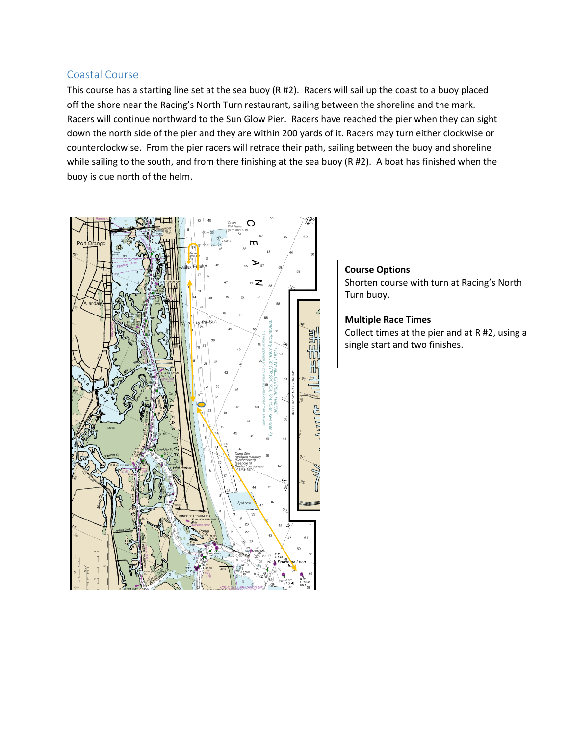## Coastal Course

This course has a starting line set at the sea buoy (R #2). Racers will sail up the coast to a buoy placed off the shore near the Racing's North Turn restaurant, sailing between the shoreline and the mark. Racers will continue northward to the Sun Glow Pier. Racers have reached the pier when they can sight down the north side of the pier and they are within 200 yards of it. Racers may turn either clockwise or counterclockwise. From the pier racers will retrace their path, sailing between the buoy and shoreline while sailing to the south, and from there finishing at the sea buoy (R #2). A boat has finished when the buoy is due north of the helm.

**Course Options**

Shorten course with turn at Racing's North Turn buoy.

**Multiple Race Times**

Collect times at the pier and at R #2, using a single start and two finishes.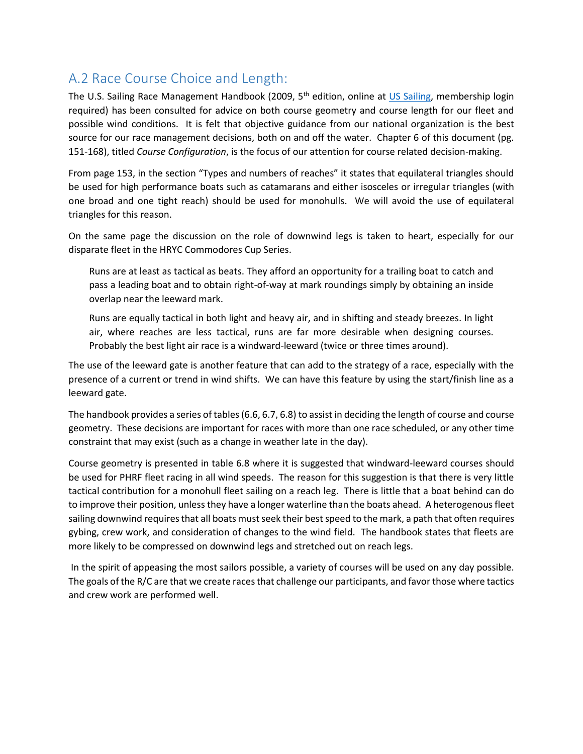## A.2 Race Course Choice and Length:

The U.S. Sailing Race Management Handbook (2009, 5th edition, online at [US Sailing](), membership login required) has been consulted for advice on both course geometry and course length for our fleet and possible wind conditions. It is felt that objective guidance from our national organization is the best source for our race management decisions, both on and off the water. Chapter 6 of this document (pg. 151-168), titled *Course Configuration*, is the focus of our attention for course related decision-making.

From page 153, in the section "Types and numbers of reaches" it states that equilateral triangles should be used for high performance boats such as catamarans and either isosceles or irregular triangles (with one broad and one tight reach) should be used for monohulls. We will avoid the use of equilateral triangles for this reason.

On the same page the discussion on the role of downwind legs is taken to heart, especially for our disparate fleet in the HRYC Commodores Cup Series.

> Runs are at least as tactical as beats. They afford an opportunity for a trailing boat to catch and pass a leading boat and to obtain right-of-way at mark roundings simply by obtaining an inside overlap near the leeward mark.
>
> Runs are equally tactical in both light and heavy air, and in shifting and steady breezes. In light air, where reaches are less tactical, runs are far more desirable when designing courses. Probably the best light air race is a windward-leeward (twice or three times around).

The use of the leeward gate is another feature that can add to the strategy of a race, especially with the presence of a current or trend in wind shifts. We can have this feature by using the start/finish line as a leeward gate.

The handbook provides a series of tables (6.6, 6.7, 6.8) to assist in deciding the length of course and course geometry. These decisions are important for races with more than one race scheduled, or any other time constraint that may exist (such as a change in weather late in the day).

Course geometry is presented in table 6.8 where it is suggested that windward-leeward courses should be used for PHRF fleet racing in all wind speeds. The reason for this suggestion is that there is very little tactical contribution for a monohull fleet sailing on a reach leg. There is little that a boat behind can do to improve their position, unless they have a longer waterline than the boats ahead. A heterogenous fleet sailing downwind requires that all boats must seek their best speed to the mark, a path that often requires gybing, crew work, and consideration of changes to the wind field. The handbook states that fleets are more likely to be compressed on downwind legs and stretched out on reach legs.

In the spirit of appeasing the most sailors possible, a variety of courses will be used on any day possible. The goals of the R/C are that we create races that challenge our participants, and favor those where tactics and crew work are performed well.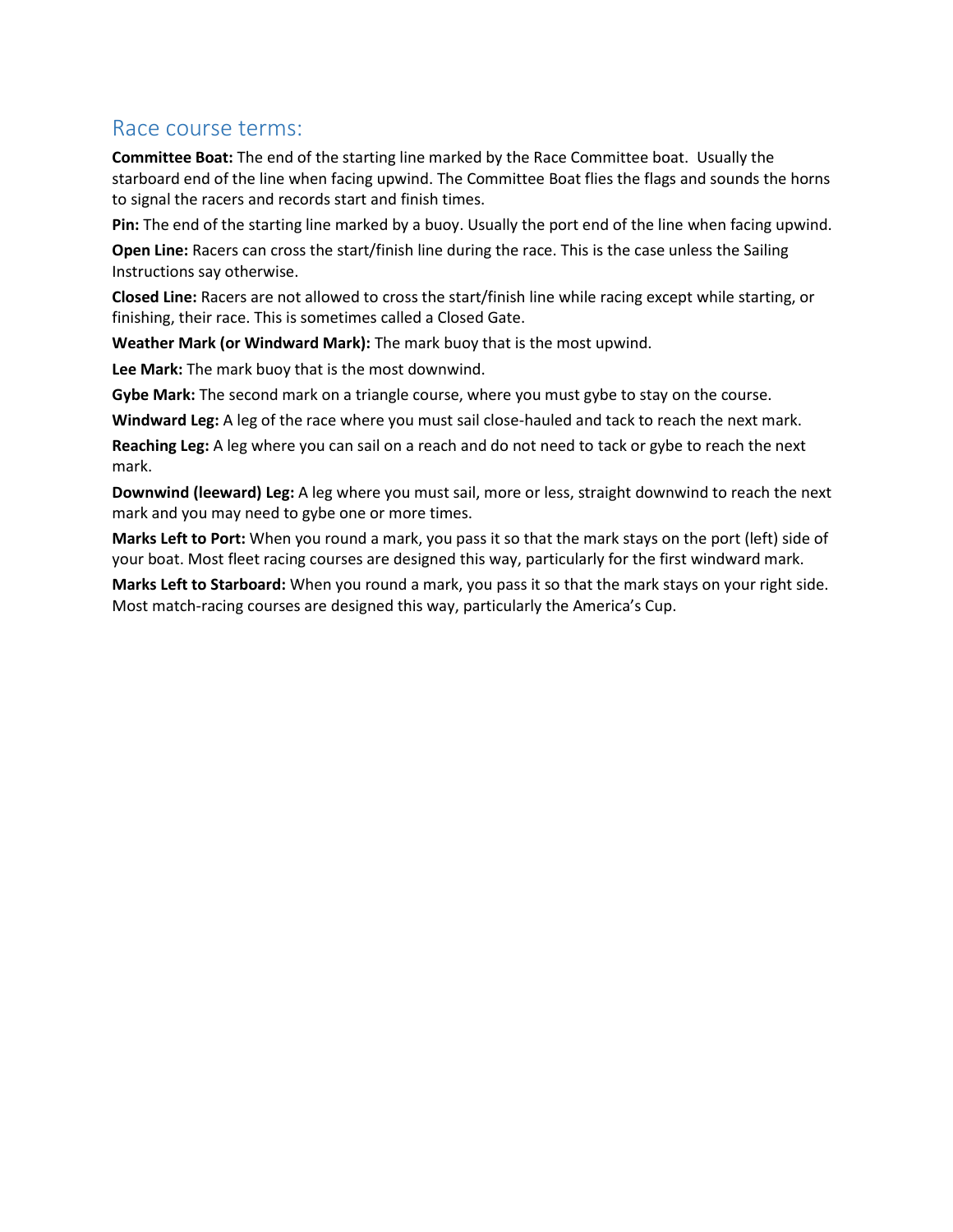## Race course terms:

**Committee Boat:** The end of the starting line marked by the Race Committee boat. Usually the starboard end of the line when facing upwind. The Committee Boat flies the flags and sounds the horns to signal the racers and records start and finish times.

**Pin:** The end of the starting line marked by a buoy. Usually the port end of the line when facing upwind.

**Open Line:** Racers can cross the start/finish line during the race. This is the case unless the Sailing Instructions say otherwise.

**Closed Line:** Racers are not allowed to cross the start/finish line while racing except while starting, or finishing, their race. This is sometimes called a Closed Gate.

**Weather Mark (or Windward Mark):** The mark buoy that is the most upwind.

**Lee Mark:** The mark buoy that is the most downwind.

**Gybe Mark:** The second mark on a triangle course, where you must gybe to stay on the course.

**Windward Leg:** A leg of the race where you must sail close-hauled and tack to reach the next mark.

**Reaching Leg:** A leg where you can sail on a reach and do not need to tack or gybe to reach the next mark.

**Downwind (leeward) Leg:** A leg where you must sail, more or less, straight downwind to reach the next mark and you may need to gybe one or more times.

**Marks Left to Port:** When you round a mark, you pass it so that the mark stays on the port (left) side of your boat. Most fleet racing courses are designed this way, particularly for the first windward mark.

**Marks Left to Starboard:** When you round a mark, you pass it so that the mark stays on your right side. Most match-racing courses are designed this way, particularly the America's Cup.